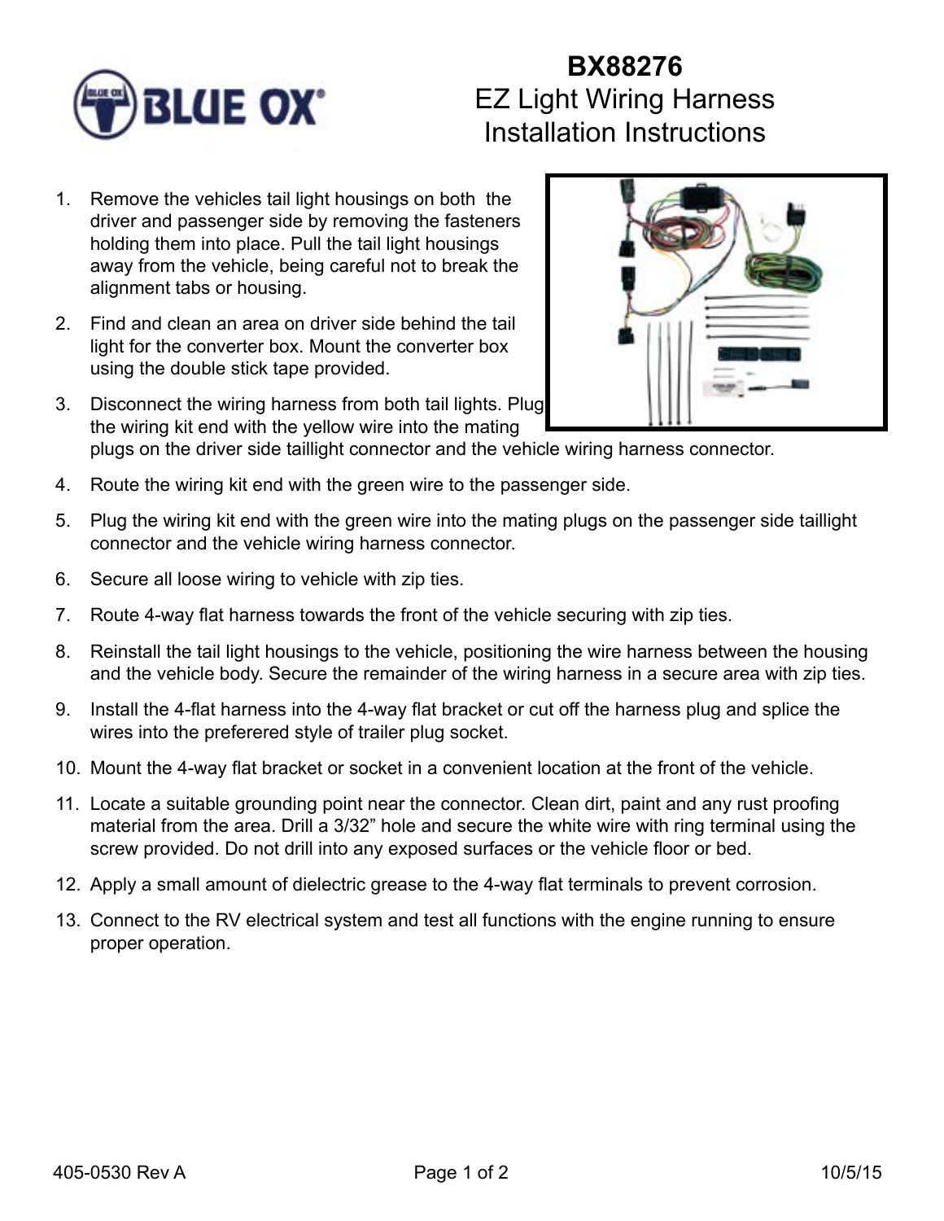# BX88276
## EZ Light Wiring Harness
## Installation Instructions

1. Remove the vehicles tail light housings on both the driver and passenger side by removing the fasteners holding them into place. Pull the tail light housings away from the vehicle, being careful not to break the alignment tabs or housing.
2. Find and clean an area on driver side behind the tail light for the converter box. Mount the converter box using the double stick tape provided.
3. Disconnect the wiring harness from both tail lights. Plug the wiring kit end with the yellow wire into the mating plugs on the driver side taillight connector and the vehicle wiring harness connector.
4. Route the wiring kit end with the green wire to the passenger side.
5. Plug the wiring kit end with the green wire into the mating plugs on the passenger side taillight connector and the vehicle wiring harness connector.
6. Secure all loose wiring to vehicle with zip ties.
7. Route 4-way flat harness towards the front of the vehicle securing with zip ties.
8. Reinstall the tail light housings to the vehicle, positioning the wire harness between the housing and the vehicle body. Secure the remainder of the wiring harness in a secure area with zip ties.
9. Install the 4-flat harness into the 4-way flat bracket or cut off the harness plug and splice the wires into the preferered style of trailer plug socket.
10. Mount the 4-way flat bracket or socket in a convenient location at the front of the vehicle.
11. Locate a suitable grounding point near the connector. Clean dirt, paint and any rust proofing material from the area. Drill a 3/32” hole and secure the white wire with ring terminal using the screw provided. Do not drill into any exposed surfaces or the vehicle floor or bed.
12. Apply a small amount of dielectric grease to the 4-way flat terminals to prevent corrosion.
13. Connect to the RV electrical system and test all functions with the engine running to ensure proper operation.

405-0530 Rev A 10/5/15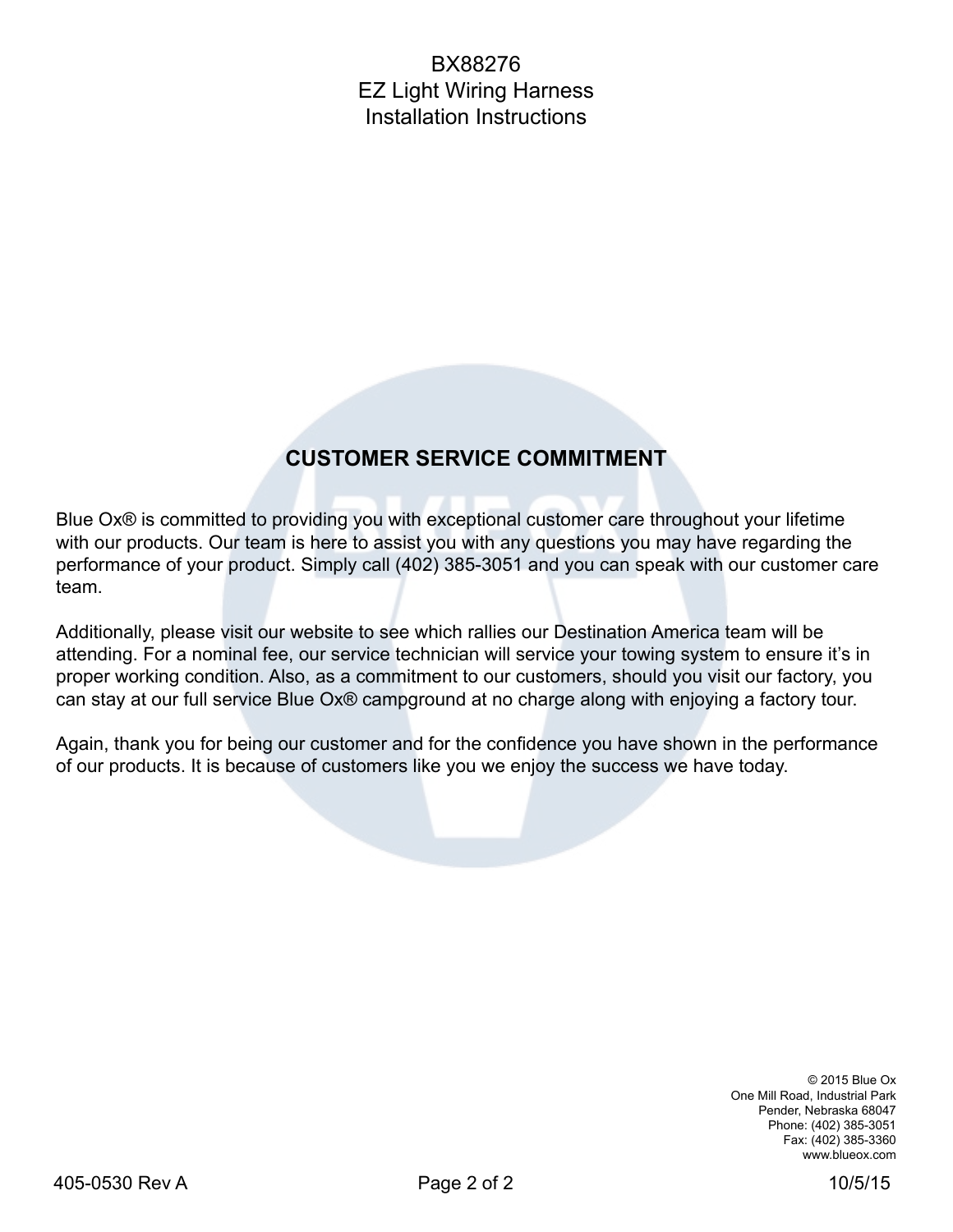# CUSTOMER SERVICE COMMITMENT

Blue Ox® is committed to providing you with exceptional customer care throughout your lifetime with our products. Our team is here to assist you with any questions you may have regarding the performance of your product. Simply call (402) 385-3051 and you can speak with our customer care team.

Additionally, please visit our website to see which rallies our Destination America team will be attending. For a nominal fee, our service technician will service your towing system to ensure it's in proper working condition. Also, as a commitment to our customers, should you visit our factory, you can stay at our full service Blue Ox® campground at no charge along with enjoying a factory tour.

Again, thank you for being our customer and for the confidence you have shown in the performance of our products. It is because of customers like you we enjoy the success we have today.

© 2015 Blue Ox
One Mill Road, Industrial Park
Pender, Nebraska 68047
Phone: (402) 385-3051
Fax: (402) 385-3360
www.blueox.com